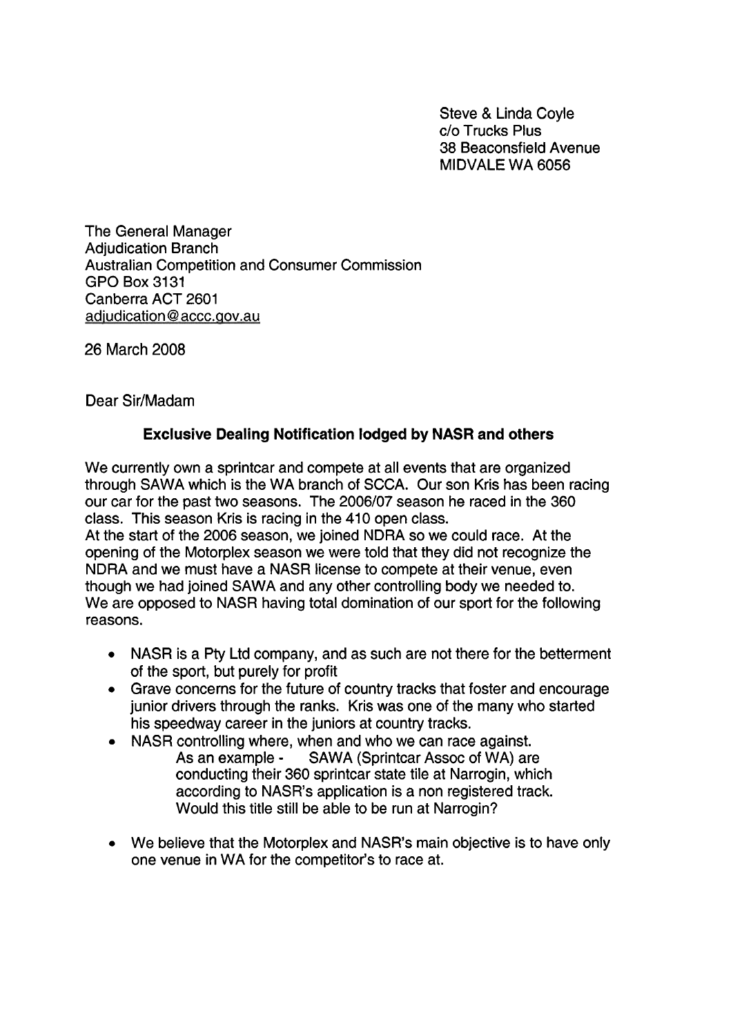Steve & Linda Coyle
c/o Trucks Plus
38 Beaconsfield Avenue
MIDVALE WA 6056

The General Manager
Adjudication Branch
Australian Competition and Consumer Commission
GPO Box 3131
Canberra ACT 2601
adjudication@accc.gov.au

26 March 2008

Dear Sir/Madam

**Exclusive Dealing Notification lodged by NASR and others**

We currently own a sprintcar and compete at all events that are organized through SAWA which is the WA branch of SCCA. Our son Kris has been racing our car for the past two seasons. The 2006/07 season he raced in the 360 class. This season Kris is racing in the 410 open class.
At the start of the 2006 season, we joined NDRA so we could race. At the opening of the Motorplex season we were told that they did not recognize the NDRA and we must have a NASR license to compete at their venue, even though we had joined SAWA and any other controlling body we needed to.
We are opposed to NASR having total domination of our sport for the following reasons.

- NASR is a Pty Ltd company, and as such are not there for the betterment of the sport, but purely for profit
- Grave concerns for the future of country tracks that foster and encourage junior drivers through the ranks. Kris was one of the many who started his speedway career in the juniors at country tracks.
- NASR controlling where, when and who we can race against.
  As an example - SAWA (Sprintcar Assoc of WA) are conducting their 360 sprintcar state tile at Narrogin, which according to NASR's application is a non registered track. Would this title still be able to be run at Narrogin?
- We believe that the Motorplex and NASR's main objective is to have only one venue in WA for the competitor's to race at.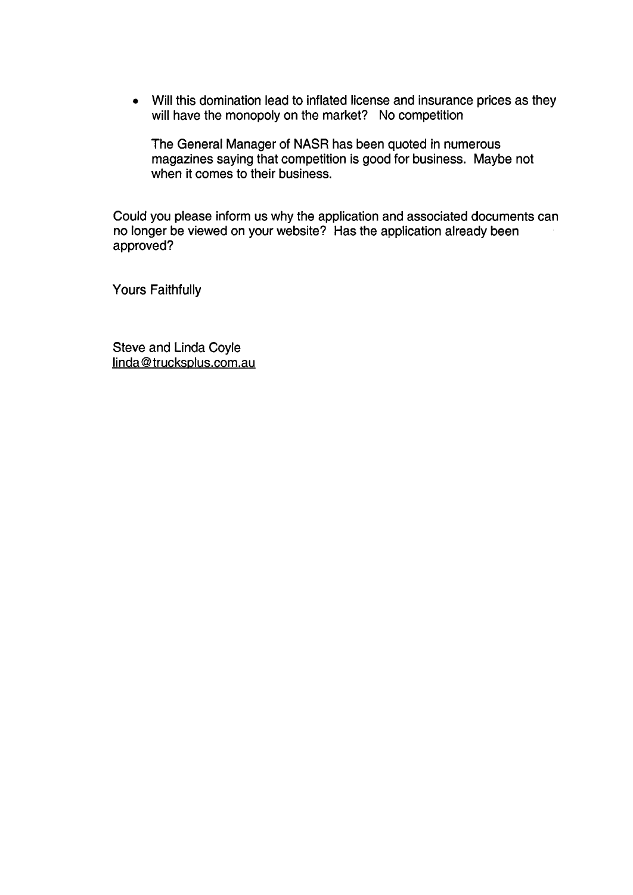- Will this domination lead to inflated license and insurance prices as they will have the monopoly on the market? No competition

  The General Manager of NASR has been quoted in numerous magazines saying that competition is good for business. Maybe not when it comes to their business.

Could you please inform us why the application and associated documents can no longer be viewed on your website? Has the application already been approved?

Yours Faithfully

Steve and Linda Coyle
linda@trucksplus.com.au